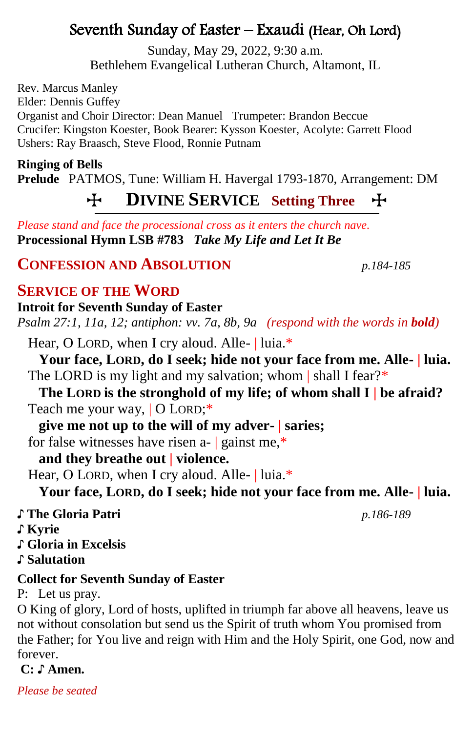# Seventh Sunday of Easter – Exaudi (Hear, Oh Lord)

Sunday, May 29, 2022, 9:30 a.m.
Bethlehem Evangelical Lutheran Church, Altamont, IL

Rev. Marcus Manley
Elder: Dennis Guffey
Organist and Choir Director: Dean Manuel   Trumpeter: Brandon Beccue
Crucifer: Kingston Koester, Book Bearer: Kysson Koester, Acolyte: Garrett Flood
Ushers: Ray Braasch, Steve Flood, Ronnie Putnam

**Ringing of Bells**
**Prelude** PATMOS, Tune: William H. Havergal 1793-1870, Arrangement: DM

## ☩ DIVINE SERVICE Setting Three ☩

*Please stand and face the processional cross as it enters the church nave.*
**Processional Hymn LSB #783** ***Take My Life and Let It Be***

## CONFESSION AND ABSOLUTION *p.184-185*

## SERVICE OF THE WORD

**Introit for Seventh Sunday of Easter**
*Psalm 27:1, 11a, 12; antiphon: vv. 7a, 8b, 9a (respond with the words in **bold**)*

Hear, O LORD, when I cry aloud. Alle- | luia.*
**Your face, LORD, do I seek; hide not your face from me. Alle- | luia.**
The LORD is my light and my salvation; whom | shall I fear?*
**The LORD is the stronghold of my life; of whom shall I | be afraid?**
Teach me your way, | O LORD;*
**give me not up to the will of my adver- | saries;**
for false witnesses have risen a- | gainst me,*
**and they breathe out | violence.**
Hear, O LORD, when I cry aloud. Alle- | luia.*
**Your face, LORD, do I seek; hide not your face from me. Alle- | luia.**

**♪ The Gloria Patri** *p.186-189*
**♪ Kyrie**
**♪ Gloria in Excelsis**
**♪ Salutation**

**Collect for Seventh Sunday of Easter**
P: Let us pray.
O King of glory, Lord of hosts, uplifted in triumph far above all heavens, leave us not without consolation but send us the Spirit of truth whom You promised from the Father; for You live and reign with Him and the Holy Spirit, one God, now and forever.
**C: ♪ Amen.**

*Please be seated*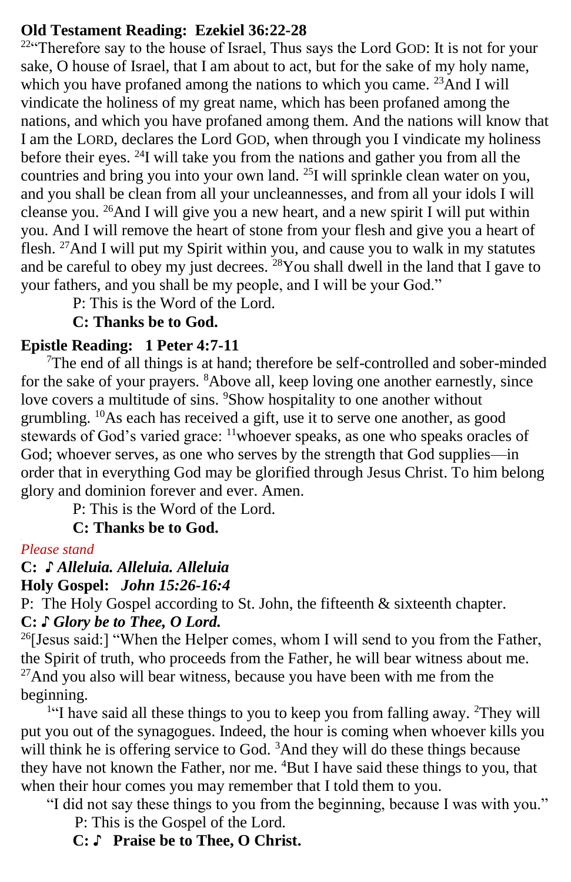**Old Testament Reading: Ezekiel 36:22-28**

[22]"Therefore say to the house of Israel, Thus says the Lord GOD: It is not for your sake, O house of Israel, that I am about to act, but for the sake of my holy name, which you have profaned among the nations to which you came. [23]And I will vindicate the holiness of my great name, which has been profaned among the nations, and which you have profaned among them. And the nations will know that I am the LORD, declares the Lord GOD, when through you I vindicate my holiness before their eyes. [24]I will take you from the nations and gather you from all the countries and bring you into your own land. [25]I will sprinkle clean water on you, and you shall be clean from all your uncleannesses, and from all your idols I will cleanse you. [26]And I will give you a new heart, and a new spirit I will put within you. And I will remove the heart of stone from your flesh and give you a heart of flesh. [27]And I will put my Spirit within you, and cause you to walk in my statutes and be careful to obey my just decrees. [28]You shall dwell in the land that I gave to your fathers, and you shall be my people, and I will be your God."

P: This is the Word of the Lord.

**C: Thanks be to God.**

**Epistle Reading: 1 Peter 4:7-11**

[7]The end of all things is at hand; therefore be self-controlled and sober-minded for the sake of your prayers. [8]Above all, keep loving one another earnestly, since love covers a multitude of sins. [9]Show hospitality to one another without grumbling. [10]As each has received a gift, use it to serve one another, as good stewards of God's varied grace: [11]whoever speaks, as one who speaks oracles of God; whoever serves, as one who serves by the strength that God supplies—in order that in everything God may be glorified through Jesus Christ. To him belong glory and dominion forever and ever. Amen.

P: This is the Word of the Lord.

**C: Thanks be to God.**

*Please stand*

**C: ♪ *Alleluia. Alleluia. Alleluia***

**Holy Gospel: *John 15:26-16:4***

P: The Holy Gospel according to St. John, the fifteenth & sixteenth chapter.

**C: ♪ *Glory be to Thee, O Lord.***

[26][Jesus said:] "When the Helper comes, whom I will send to you from the Father, the Spirit of truth, who proceeds from the Father, he will bear witness about me. [27]And you also will bear witness, because you have been with me from the beginning.

[1]"I have said all these things to you to keep you from falling away. [2]They will put you out of the synagogues. Indeed, the hour is coming when whoever kills you will think he is offering service to God. [3]And they will do these things because they have not known the Father, nor me. [4]But I have said these things to you, that when their hour comes you may remember that I told them to you.

"I did not say these things to you from the beginning, because I was with you."

P: This is the Gospel of the Lord.

**C: ♪ Praise be to Thee, O Christ.**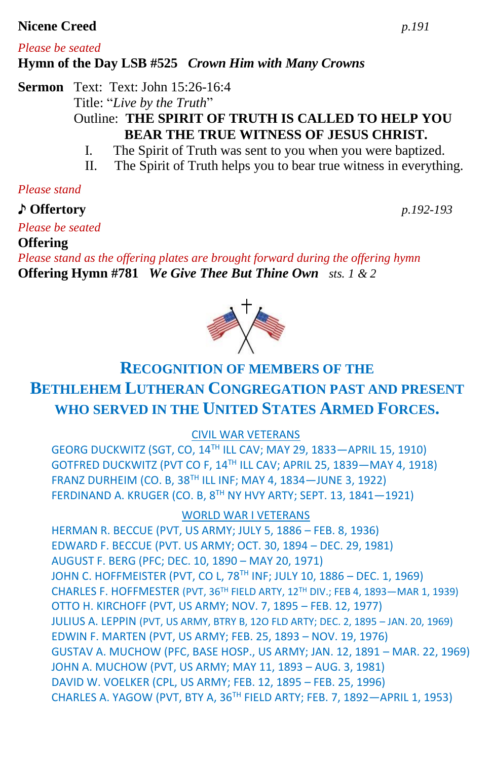**Nicene Creed** *p.191*

*Please be seated*

**Hymn of the Day LSB #525** ***Crown Him with Many Crowns***

**Sermon** Text: Text: John 15:26-16:4

Title: "*Live by the Truth*"

Outline: **THE SPIRIT OF TRUTH IS CALLED TO HELP YOU BEAR THE TRUE WITNESS OF JESUS CHRIST.**

I. The Spirit of Truth was sent to you when you were baptized.

II. The Spirit of Truth helps you to bear true witness in everything.

*Please stand*

**♪ Offertory** *p.192-193*

*Please be seated*

**Offering**

*Please stand as the offering plates are brought forward during the offering hymn*

**Offering Hymn #781** ***We Give Thee But Thine Own*** *sts. 1 & 2*

## RECOGNITION OF MEMBERS OF THE BETHLEHEM LUTHERAN CONGREGATION PAST AND PRESENT WHO SERVED IN THE UNITED STATES ARMED FORCES.

CIVIL WAR VETERANS

GEORG DUCKWITZ (SGT, CO, 14TH ILL CAV; MAY 29, 1833—APRIL 15, 1910)
GOTFRED DUCKWITZ (PVT CO F, 14TH ILL CAV; APRIL 25, 1839—MAY 4, 1918)
FRANZ DURHEIM (CO. B, 38TH ILL INF; MAY 4, 1834—JUNE 3, 1922)
FERDINAND A. KRUGER (CO. B, 8TH NY HVY ARTY; SEPT. 13, 1841—1921)

WORLD WAR I VETERANS

HERMAN R. BECCUE (PVT, US ARMY; JULY 5, 1886 – FEB. 8, 1936)
EDWARD F. BECCUE (PVT. US ARMY; OCT. 30, 1894 – DEC. 29, 1981)
AUGUST F. BERG (PFC; DEC. 10, 1890 – MAY 20, 1971)
JOHN C. HOFFMEISTER (PVT, CO L, 78TH INF; JULY 10, 1886 – DEC. 1, 1969)
CHARLES F. HOFFMESTER (PVT, 36TH FIELD ARTY, 12TH DIV.; FEB 4, 1893—MAR 1, 1939)
OTTO H. KIRCHOFF (PVT, US ARMY; NOV. 7, 1895 – FEB. 12, 1977)
JULIUS A. LEPPIN (PVT, US ARMY, BTRY B, 12O FLD ARTY; DEC. 2, 1895 – JAN. 20, 1969)
EDWIN F. MARTEN (PVT, US ARMY; FEB. 25, 1893 – NOV. 19, 1976)
GUSTAV A. MUCHOW (PFC, BASE HOSP., US ARMY; JAN. 12, 1891 – MAR. 22, 1969)
JOHN A. MUCHOW (PVT, US ARMY; MAY 11, 1893 – AUG. 3, 1981)
DAVID W. VOELKER (CPL, US ARMY; FEB. 12, 1895 – FEB. 25, 1996)
CHARLES A. YAGOW (PVT, BTY A, 36TH FIELD ARTY; FEB. 7, 1892—APRIL 1, 1953)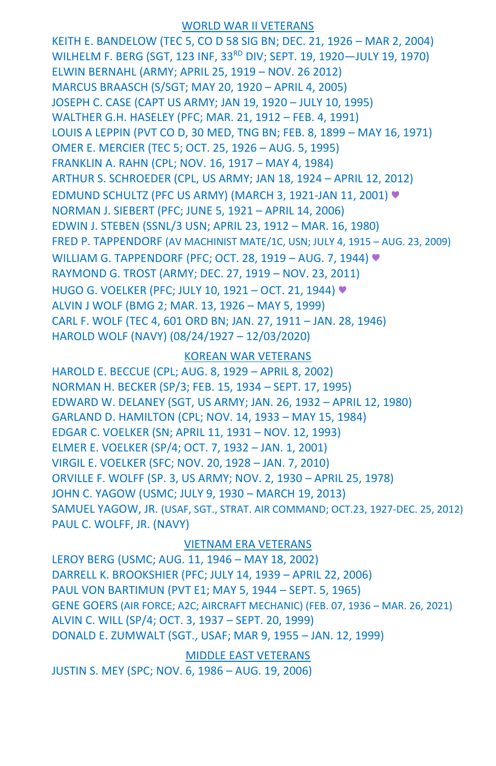## WORLD WAR II VETERANS

KEITH E. BANDELOW (TEC 5, CO D 58 SIG BN; DEC. 21, 1926 – MAR 2, 2004)
WILHELM F. BERG (SGT, 123 INF, 33RD DIV; SEPT. 19, 1920—JULY 19, 1970)
ELWIN BERNAHL (ARMY; APRIL 25, 1919 – NOV. 26 2012)
MARCUS BRAASCH (S/SGT; MAY 20, 1920 – APRIL 4, 2005)
JOSEPH C. CASE (CAPT US ARMY; JAN 19, 1920 – JULY 10, 1995)
WALTHER G.H. HASELEY (PFC; MAR. 21, 1912 – FEB. 4, 1991)
LOUIS A LEPPIN (PVT CO D, 30 MED, TNG BN; FEB. 8, 1899 – MAY 16, 1971)
OMER E. MERCIER (TEC 5; OCT. 25, 1926 – AUG. 5, 1995)
FRANKLIN A. RAHN (CPL; NOV. 16, 1917 – MAY 4, 1984)
ARTHUR S. SCHROEDER (CPL, US ARMY; JAN 18, 1924 – APRIL 12, 2012)
EDMUND SCHULTZ (PFC US ARMY) (MARCH 3, 1921-JAN 11, 2001) ♥
NORMAN J. SIEBERT (PFC; JUNE 5, 1921 – APRIL 14, 2006)
EDWIN J. STEBEN (SSNL/3 USN; APRIL 23, 1912 – MAR. 16, 1980)
FRED P. TAPPENDORF (AV MACHINIST MATE/1C, USN; JULY 4, 1915 – AUG. 23, 2009)
WILLIAM G. TAPPENDORF (PFC; OCT. 28, 1919 – AUG. 7, 1944) ♥
RAYMOND G. TROST (ARMY; DEC. 27, 1919 – NOV. 23, 2011)
HUGO G. VOELKER (PFC; JULY 10, 1921 – OCT. 21, 1944) ♥
ALVIN J WOLF (BMG 2; MAR. 13, 1926 – MAY 5, 1999)
CARL F. WOLF (TEC 4, 601 ORD BN; JAN. 27, 1911 – JAN. 28, 1946)
HAROLD WOLF (NAVY) (08/24/1927 – 12/03/2020)

## KOREAN WAR VETERANS

HAROLD E. BECCUE (CPL; AUG. 8, 1929 – APRIL 8, 2002)
NORMAN H. BECKER (SP/3; FEB. 15, 1934 – SEPT. 17, 1995)
EDWARD W. DELANEY (SGT, US ARMY; JAN. 26, 1932 – APRIL 12, 1980)
GARLAND D. HAMILTON (CPL; NOV. 14, 1933 – MAY 15, 1984)
EDGAR C. VOELKER (SN; APRIL 11, 1931 – NOV. 12, 1993)
ELMER E. VOELKER (SP/4; OCT. 7, 1932 – JAN. 1, 2001)
VIRGIL E. VOELKER (SFC; NOV. 20, 1928 – JAN. 7, 2010)
ORVILLE F. WOLFF (SP. 3, US ARMY; NOV. 2, 1930 – APRIL 25, 1978)
JOHN C. YAGOW (USMC; JULY 9, 1930 – MARCH 19, 2013)
SAMUEL YAGOW, JR. (USAF, SGT., STRAT. AIR COMMAND; OCT.23, 1927-DEC. 25, 2012)
PAUL C. WOLFF, JR. (NAVY)

## VIETNAM ERA VETERANS

LEROY BERG (USMC; AUG. 11, 1946 – MAY 18, 2002)
DARRELL K. BROOKSHIER (PFC; JULY 14, 1939 – APRIL 22, 2006)
PAUL VON BARTIMUN (PVT E1; MAY 5, 1944 – SEPT. 5, 1965)
GENE GOERS (AIR FORCE; A2C; AIRCRAFT MECHANIC) (FEB. 07, 1936 – MAR. 26, 2021)
ALVIN C. WILL (SP/4; OCT. 3, 1937 – SEPT. 20, 1999)
DONALD E. ZUMWALT (SGT., USAF; MAR 9, 1955 – JAN. 12, 1999)

## MIDDLE EAST VETERANS

JUSTIN S. MEY (SPC; NOV. 6, 1986 – AUG. 19, 2006)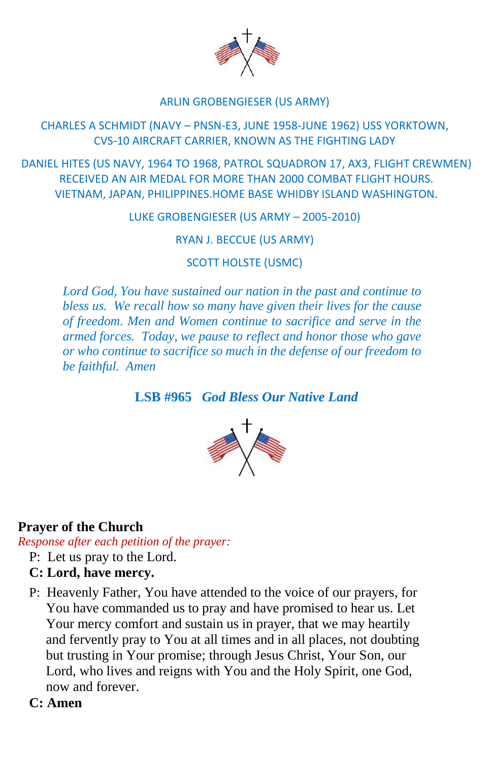ARLIN GROBENGIESER (US ARMY)

CHARLES A SCHMIDT (NAVY – PNSN-E3, JUNE 1958-JUNE 1962) USS YORKTOWN, CVS-10 AIRCRAFT CARRIER, KNOWN AS THE FIGHTING LADY

DANIEL HITES (US NAVY, 1964 TO 1968, PATROL SQUADRON 17, AX3, FLIGHT CREWMEN) RECEIVED AN AIR MEDAL FOR MORE THAN 2000 COMBAT FLIGHT HOURS. VIETNAM, JAPAN, PHILIPPINES.HOME BASE WHIDBY ISLAND WASHINGTON.

LUKE GROBENGIESER (US ARMY – 2005-2010)

RYAN J. BECCUE (US ARMY)

SCOTT HOLSTE (USMC)

*Lord God, You have sustained our nation in the past and continue to bless us. We recall how so many have given their lives for the cause of freedom. Men and Women continue to sacrifice and serve in the armed forces. Today, we pause to reflect and honor those who gave or who continue to sacrifice so much in the defense of our freedom to be faithful. Amen*

**LSB #965** ***God Bless Our Native Land***

**Prayer of the Church**

*Response after each petition of the prayer:*

P: Let us pray to the Lord.

**C: Lord, have mercy.**

P: Heavenly Father, You have attended to the voice of our prayers, for You have commanded us to pray and have promised to hear us. Let Your mercy comfort and sustain us in prayer, that we may heartily and fervently pray to You at all times and in all places, not doubting but trusting in Your promise; through Jesus Christ, Your Son, our Lord, who lives and reigns with You and the Holy Spirit, one God, now and forever.

**C: Amen**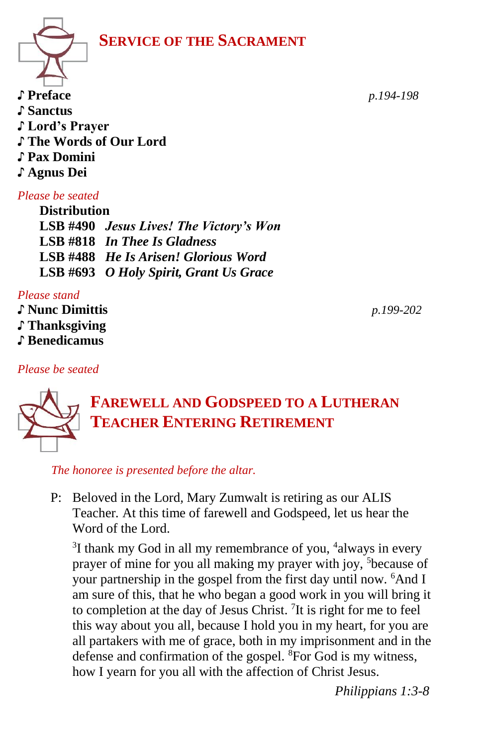## SERVICE OF THE SACRAMENT

♪ **Preface** *p.194-198*
♪ **Sanctus**
♪ **Lord's Prayer**
♪ **The Words of Our Lord**
♪ **Pax Domini**
♪ **Agnus Dei**

*Please be seated*

**Distribution**
**LSB #490** ***Jesus Lives! The Victory's Won***
**LSB #818** ***In Thee Is Gladness***
**LSB #488** ***He Is Arisen! Glorious Word***
**LSB #693** ***O Holy Spirit, Grant Us Grace***

*Please stand*

♪ **Nunc Dimittis** *p.199-202*
♪ **Thanksgiving**
♪ **Benedicamus**

*Please be seated*

## FAREWELL AND GODSPEED TO A LUTHERAN TEACHER ENTERING RETIREMENT

*The honoree is presented before the altar.*

P: Beloved in the Lord, Mary Zumwalt is retiring as our ALIS Teacher. At this time of farewell and Godspeed, let us hear the Word of the Lord.

[3]I thank my God in all my remembrance of you, [4]always in every prayer of mine for you all making my prayer with joy, [5]because of your partnership in the gospel from the first day until now. [6]And I am sure of this, that he who began a good work in you will bring it to completion at the day of Jesus Christ. [7]It is right for me to feel this way about you all, because I hold you in my heart, for you are all partakers with me of grace, both in my imprisonment and in the defense and confirmation of the gospel. [8]For God is my witness, how I yearn for you all with the affection of Christ Jesus.

*Philippians 1:3-8*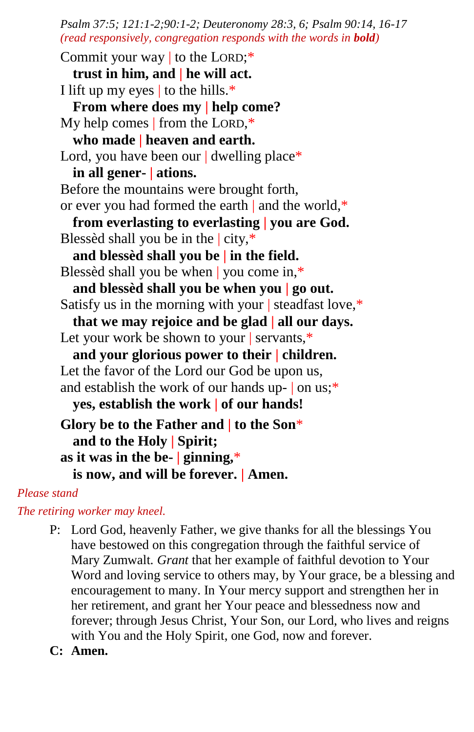*Psalm 37:5; 121:1-2;90:1-2; Deuteronomy 28:3, 6; Psalm 90:14, 16-17*
*(read responsively, congregation responds with the words in **bold**)*

Commit your way | to the LORD;*
**trust in him, and | he will act.**
I lift up my eyes | to the hills.*
**From where does my | help come?**
My help comes | from the LORD,*
**who made | heaven and earth.**
Lord, you have been our | dwelling place*
**in all gener- | ations.**
Before the mountains were brought forth,
or ever you had formed the earth | and the world,*
**from everlasting to everlasting | you are God.**
Blessèd shall you be in the | city,*
**and blessèd shall you be | in the field.**
Blessèd shall you be when | you come in,*
**and blessèd shall you be when you | go out.**
Satisfy us in the morning with your | steadfast love,*
**that we may rejoice and be glad | all our days.**
Let your work be shown to your | servants,*
**and your glorious power to their | children.**
Let the favor of the Lord our God be upon us,
and establish the work of our hands up- | on us;*
**yes, establish the work | of our hands!**

**Glory be to the Father and | to the Son***
**and to the Holy | Spirit;**
**as it was in the be- | ginning,***
**is now, and will be forever. | Amen.**

*Please stand*

*The retiring worker may kneel.*

P: Lord God, heavenly Father, we give thanks for all the blessings You have bestowed on this congregation through the faithful service of Mary Zumwalt. *Grant* that her example of faithful devotion to Your Word and loving service to others may, by Your grace, be a blessing and encouragement to many. In Your mercy support and strengthen her in her retirement, and grant her Your peace and blessedness now and forever; through Jesus Christ, Your Son, our Lord, who lives and reigns with You and the Holy Spirit, one God, now and forever.

**C: Amen.**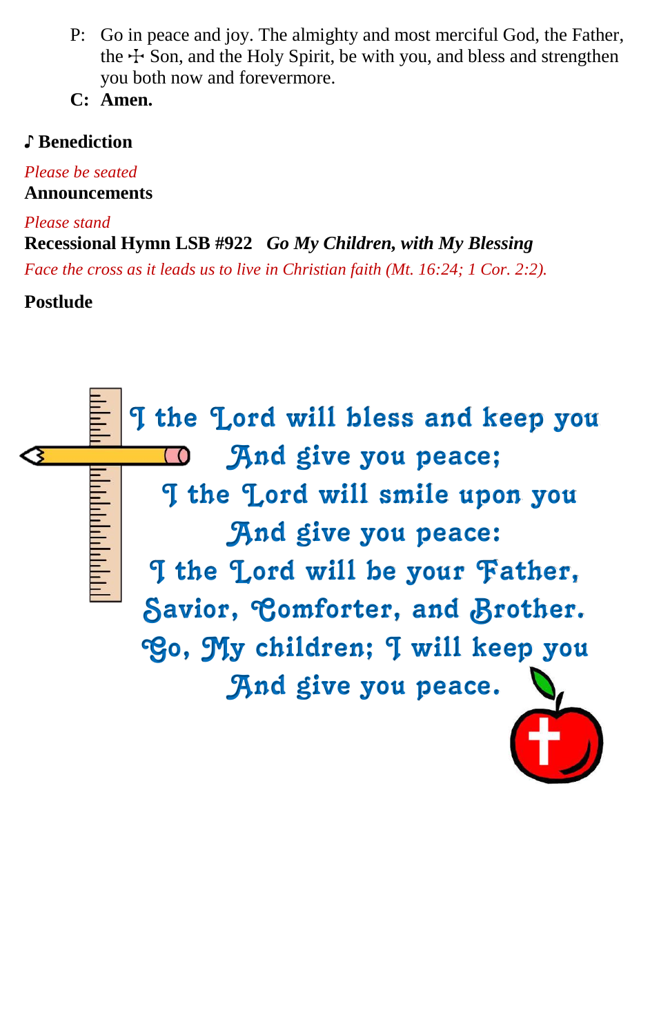P: Go in peace and joy. The almighty and most merciful God, the Father, the ☩ Son, and the Holy Spirit, be with you, and bless and strengthen you both now and forevermore.

**C: Amen.**

**♪ Benediction**

*Please be seated*

**Announcements**

*Please stand*

**Recessional Hymn LSB #922** ***Go My Children, with My Blessing***

*Face the cross as it leads us to live in Christian faith (Mt. 16:24; 1 Cor. 2:2).*

**Postlude**

I the Lord will bless and keep you
And give you peace;
I the Lord will smile upon you
And give you peace:
I the Lord will be your Father,
Savior, Comforter, and Brother.
Go, My children; I will keep you
And give you peace.